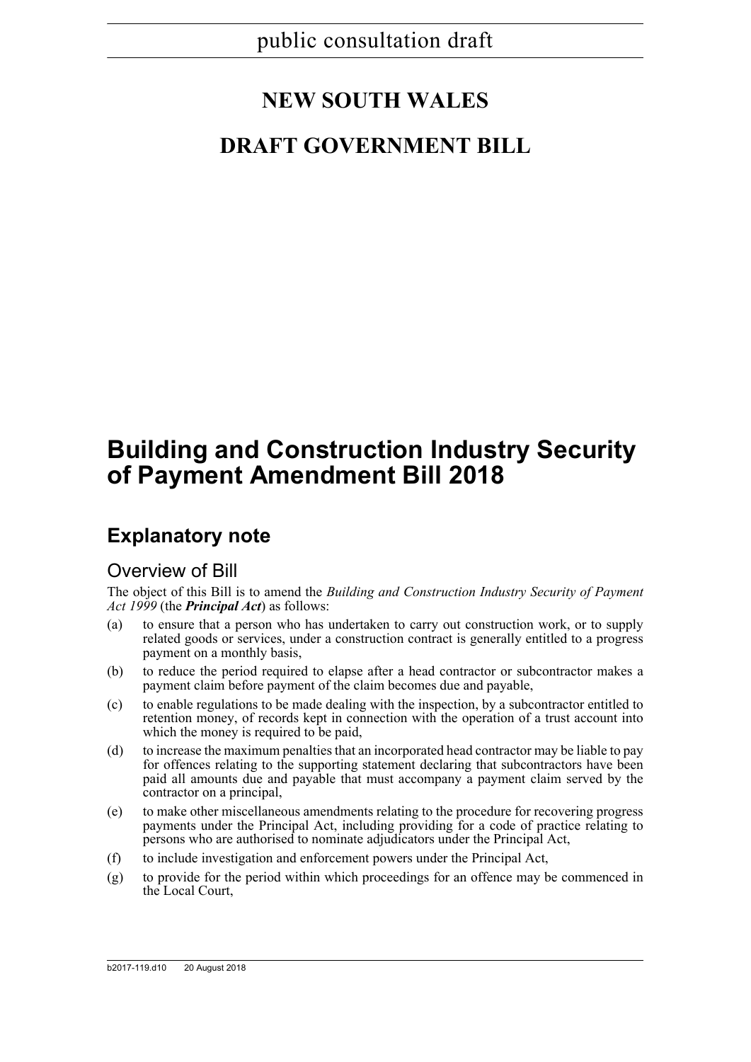public consultation draft

# NEW SOUTH WALES

# DRAFT GOVERNMENT BILL

# Building and Construction Industry Security of Payment Amendment Bill 2018

## Explanatory note

### Overview of Bill

The object of this Bill is to amend the *Building and Construction Industry Security of Payment Act 1999* (the ***Principal Act***) as follows:

(a) to ensure that a person who has undertaken to carry out construction work, or to supply related goods or services, under a construction contract is generally entitled to a progress payment on a monthly basis,

(b) to reduce the period required to elapse after a head contractor or subcontractor makes a payment claim before payment of the claim becomes due and payable,

(c) to enable regulations to be made dealing with the inspection, by a subcontractor entitled to retention money, of records kept in connection with the operation of a trust account into which the money is required to be paid,

(d) to increase the maximum penalties that an incorporated head contractor may be liable to pay for offences relating to the supporting statement declaring that subcontractors have been paid all amounts due and payable that must accompany a payment claim served by the contractor on a principal,

(e) to make other miscellaneous amendments relating to the procedure for recovering progress payments under the Principal Act, including providing for a code of practice relating to persons who are authorised to nominate adjudicators under the Principal Act,

(f) to include investigation and enforcement powers under the Principal Act,

(g) to provide for the period within which proceedings for an offence may be commenced in the Local Court,

b2017-119.d10 20 August 2018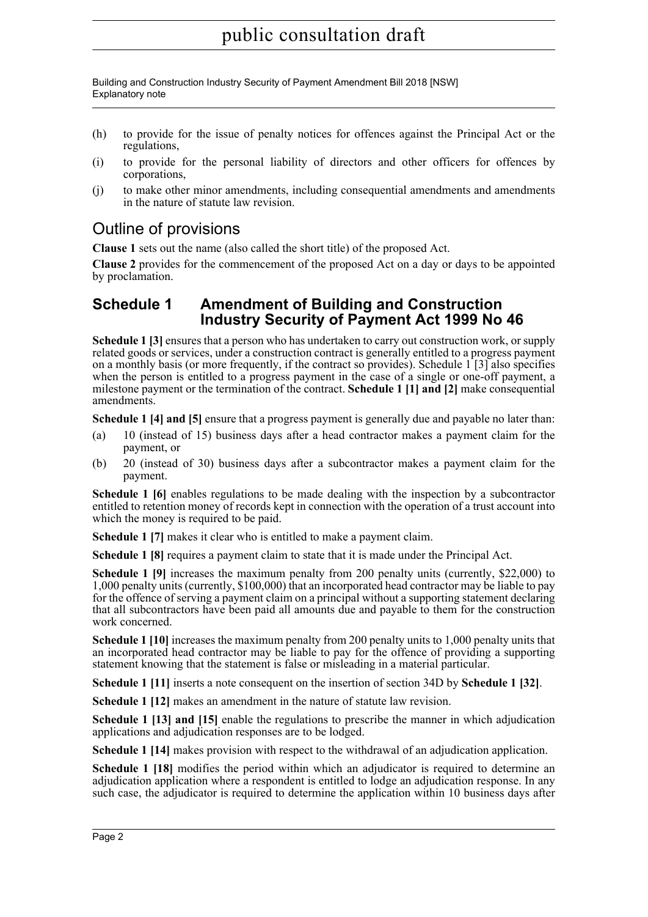(h) to provide for the issue of penalty notices for offences against the Principal Act or the regulations,

(i) to provide for the personal liability of directors and other officers for offences by corporations,

(j) to make other minor amendments, including consequential amendments and amendments in the nature of statute law revision.

## Outline of provisions

**Clause 1** sets out the name (also called the short title) of the proposed Act.

**Clause 2** provides for the commencement of the proposed Act on a day or days to be appointed by proclamation.

### Schedule 1 Amendment of Building and Construction Industry Security of Payment Act 1999 No 46

**Schedule 1 [3]** ensures that a person who has undertaken to carry out construction work, or supply related goods or services, under a construction contract is generally entitled to a progress payment on a monthly basis (or more frequently, if the contract so provides). Schedule 1 [3] also specifies when the person is entitled to a progress payment in the case of a single or one-off payment, a milestone payment or the termination of the contract. **Schedule 1 [1] and [2]** make consequential amendments.

**Schedule 1 [4] and [5]** ensure that a progress payment is generally due and payable no later than:

(a) 10 (instead of 15) business days after a head contractor makes a payment claim for the payment, or

(b) 20 (instead of 30) business days after a subcontractor makes a payment claim for the payment.

**Schedule 1 [6]** enables regulations to be made dealing with the inspection by a subcontractor entitled to retention money of records kept in connection with the operation of a trust account into which the money is required to be paid.

**Schedule 1 [7]** makes it clear who is entitled to make a payment claim.

**Schedule 1 [8]** requires a payment claim to state that it is made under the Principal Act.

**Schedule 1 [9]** increases the maximum penalty from 200 penalty units (currently, $22,000) to 1,000 penalty units (currently, $100,000) that an incorporated head contractor may be liable to pay for the offence of serving a payment claim on a principal without a supporting statement declaring that all subcontractors have been paid all amounts due and payable to them for the construction work concerned.

**Schedule 1 [10]** increases the maximum penalty from 200 penalty units to 1,000 penalty units that an incorporated head contractor may be liable to pay for the offence of providing a supporting statement knowing that the statement is false or misleading in a material particular.

**Schedule 1 [11]** inserts a note consequent on the insertion of section 34D by **Schedule 1 [32]**.

**Schedule 1 [12]** makes an amendment in the nature of statute law revision.

**Schedule 1 [13] and [15]** enable the regulations to prescribe the manner in which adjudication applications and adjudication responses are to be lodged.

**Schedule 1 [14]** makes provision with respect to the withdrawal of an adjudication application.

**Schedule 1 [18]** modifies the period within which an adjudicator is required to determine an adjudication application where a respondent is entitled to lodge an adjudication response. In any such case, the adjudicator is required to determine the application within 10 business days after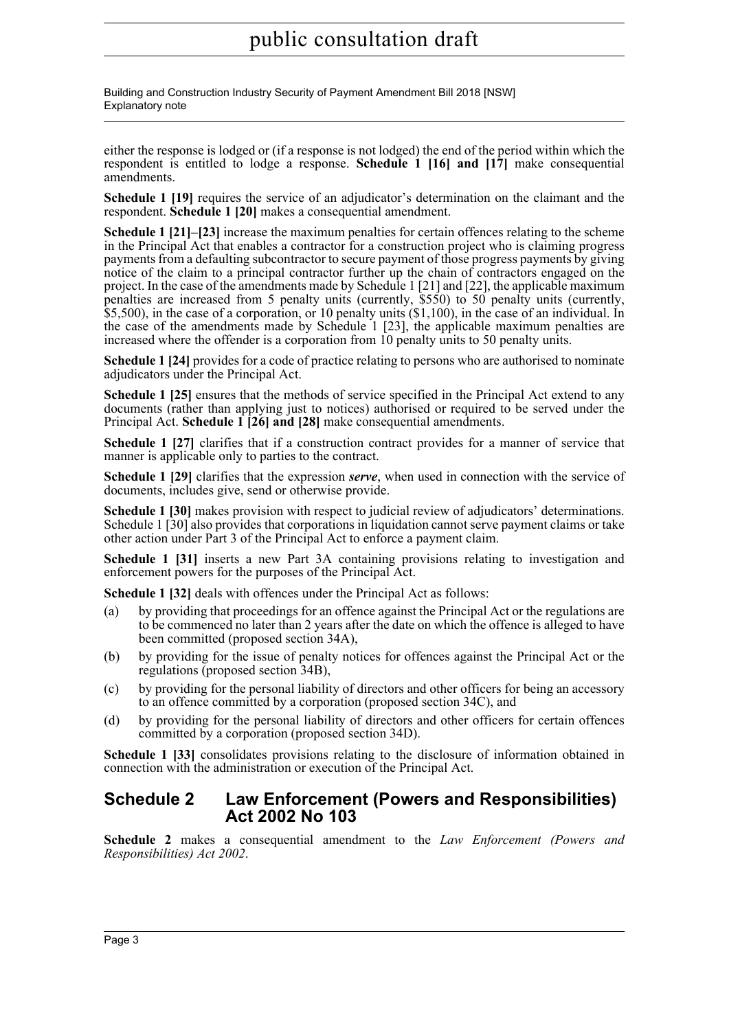either the response is lodged or (if a response is not lodged) the end of the period within which the respondent is entitled to lodge a response. **Schedule 1 [16] and [17]** make consequential amendments.

**Schedule 1 [19]** requires the service of an adjudicator's determination on the claimant and the respondent. **Schedule 1 [20]** makes a consequential amendment.

**Schedule 1 [21]–[23]** increase the maximum penalties for certain offences relating to the scheme in the Principal Act that enables a contractor for a construction project who is claiming progress payments from a defaulting subcontractor to secure payment of those progress payments by giving notice of the claim to a principal contractor further up the chain of contractors engaged on the project. In the case of the amendments made by Schedule 1 [21] and [22], the applicable maximum penalties are increased from 5 penalty units (currently, $550) to 50 penalty units (currently, $5,500), in the case of a corporation, or 10 penalty units ($1,100), in the case of an individual. In the case of the amendments made by Schedule 1 [23], the applicable maximum penalties are increased where the offender is a corporation from 10 penalty units to 50 penalty units.

**Schedule 1 [24]** provides for a code of practice relating to persons who are authorised to nominate adjudicators under the Principal Act.

**Schedule 1 [25]** ensures that the methods of service specified in the Principal Act extend to any documents (rather than applying just to notices) authorised or required to be served under the Principal Act. **Schedule 1 [26] and [28]** make consequential amendments.

**Schedule 1 [27]** clarifies that if a construction contract provides for a manner of service that manner is applicable only to parties to the contract.

**Schedule 1 [29]** clarifies that the expression ***serve***, when used in connection with the service of documents, includes give, send or otherwise provide.

**Schedule 1 [30]** makes provision with respect to judicial review of adjudicators' determinations. Schedule 1 [30] also provides that corporations in liquidation cannot serve payment claims or take other action under Part 3 of the Principal Act to enforce a payment claim.

**Schedule 1 [31]** inserts a new Part 3A containing provisions relating to investigation and enforcement powers for the purposes of the Principal Act.

**Schedule 1 [32]** deals with offences under the Principal Act as follows:

(a) by providing that proceedings for an offence against the Principal Act or the regulations are to be commenced no later than 2 years after the date on which the offence is alleged to have been committed (proposed section 34A),

(b) by providing for the issue of penalty notices for offences against the Principal Act or the regulations (proposed section 34B),

(c) by providing for the personal liability of directors and other officers for being an accessory to an offence committed by a corporation (proposed section 34C), and

(d) by providing for the personal liability of directors and other officers for certain offences committed by a corporation (proposed section 34D).

**Schedule 1 [33]** consolidates provisions relating to the disclosure of information obtained in connection with the administration or execution of the Principal Act.

## Schedule 2 Law Enforcement (Powers and Responsibilities) Act 2002 No 103

**Schedule 2** makes a consequential amendment to the *Law Enforcement (Powers and Responsibilities) Act 2002*.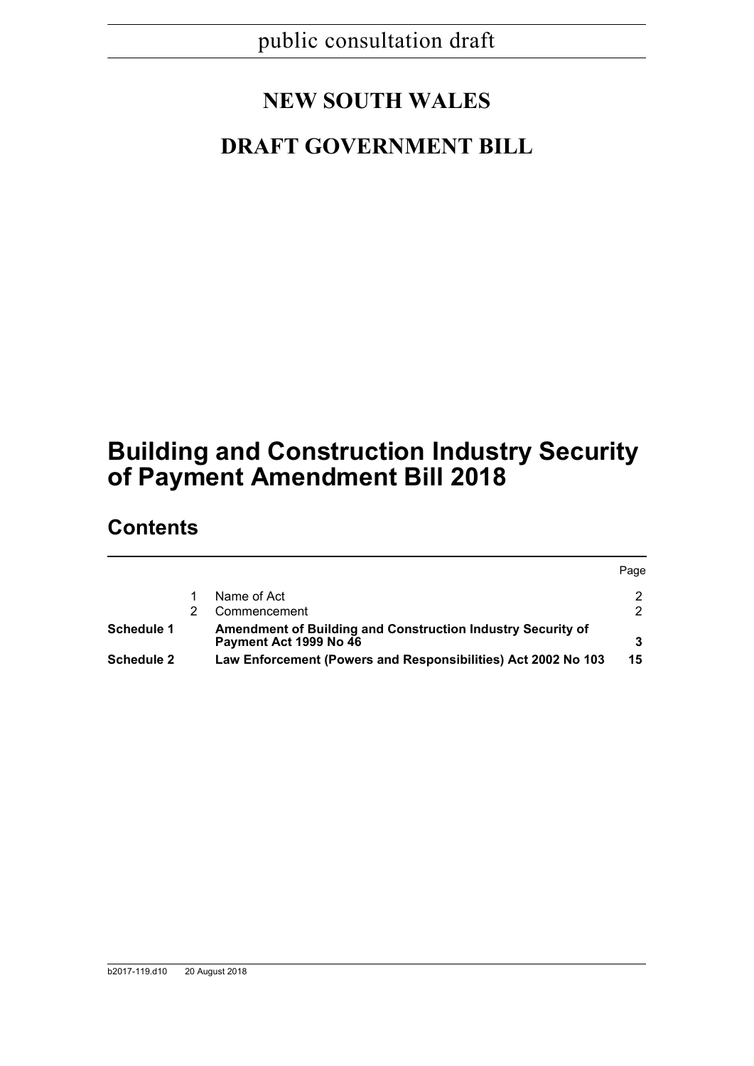public consultation draft

**NEW SOUTH WALES**

**DRAFT GOVERNMENT BILL**

# Building and Construction Industry Security of Payment Amendment Bill 2018

## Contents

| | | | Page |
|---|---|---|---|
| | 1 | Name of Act | 2 |
| | 2 | Commencement | 2 |
| **Schedule 1** | | **Amendment of Building and Construction Industry Security of Payment Act 1999 No 46** | **3** |
| **Schedule 2** | | **Law Enforcement (Powers and Responsibilities) Act 2002 No 103** | **15** |

b2017-119.d10 20 August 2018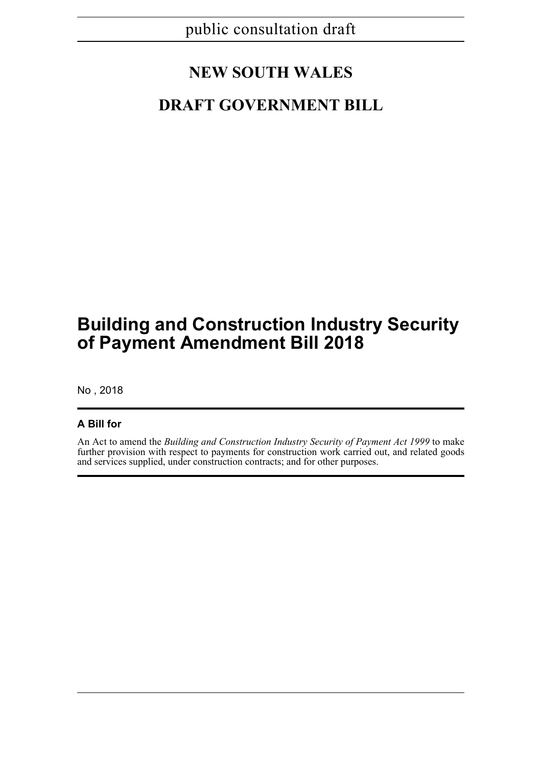public consultation draft

# NEW SOUTH WALES

# DRAFT GOVERNMENT BILL

## Building and Construction Industry Security of Payment Amendment Bill 2018

No , 2018

### A Bill for

An Act to amend the *Building and Construction Industry Security of Payment Act 1999* to make further provision with respect to payments for construction work carried out, and related goods and services supplied, under construction contracts; and for other purposes.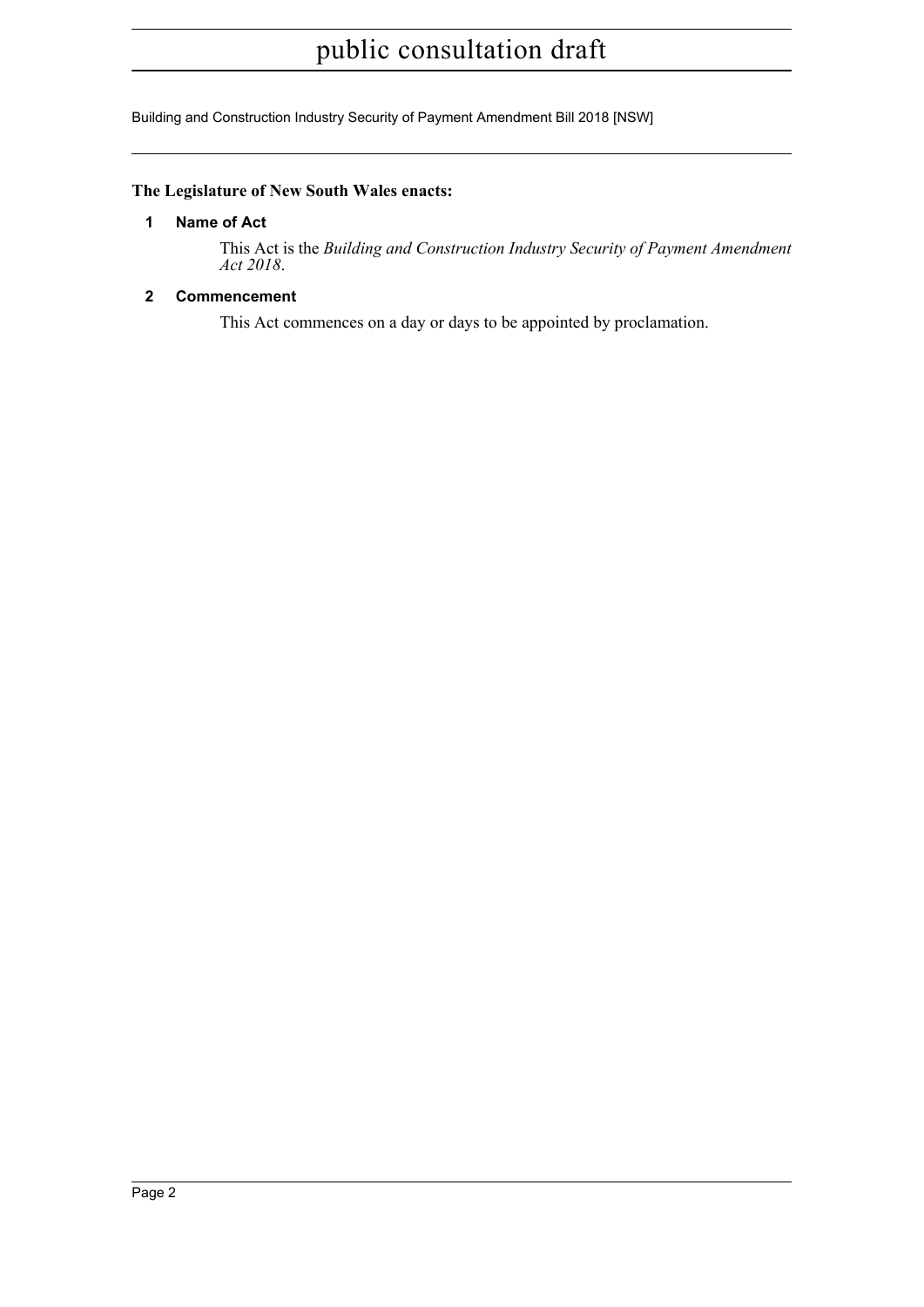**The Legislature of New South Wales enacts:**

## 1 Name of Act

This Act is the *Building and Construction Industry Security of Payment Amendment Act 2018*.

## 2 Commencement

This Act commences on a day or days to be appointed by proclamation.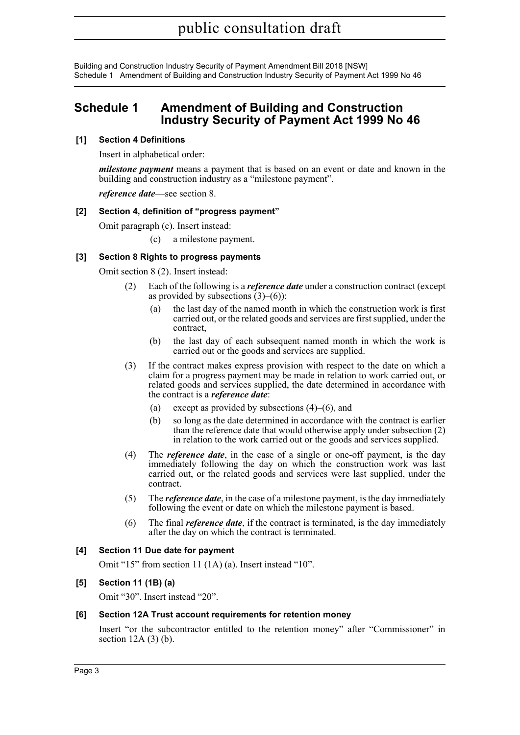## Schedule 1 Amendment of Building and Construction Industry Security of Payment Act 1999 No 46

### [1] Section 4 Definitions

Insert in alphabetical order:

***milestone payment*** means a payment that is based on an event or date and known in the building and construction industry as a "milestone payment".

***reference date***—see section 8.

### [2] Section 4, definition of "progress payment"

Omit paragraph (c). Insert instead:

(c) a milestone payment.

### [3] Section 8 Rights to progress payments

Omit section 8 (2). Insert instead:

(2) Each of the following is a ***reference date*** under a construction contract (except as provided by subsections (3)–(6)):

(a) the last day of the named month in which the construction work is first carried out, or the related goods and services are first supplied, under the contract,

(b) the last day of each subsequent named month in which the work is carried out or the goods and services are supplied.

(3) If the contract makes express provision with respect to the date on which a claim for a progress payment may be made in relation to work carried out, or related goods and services supplied, the date determined in accordance with the contract is a ***reference date***:

(a) except as provided by subsections (4)–(6), and

(b) so long as the date determined in accordance with the contract is earlier than the reference date that would otherwise apply under subsection (2) in relation to the work carried out or the goods and services supplied.

(4) The ***reference date***, in the case of a single or one-off payment, is the day immediately following the day on which the construction work was last carried out, or the related goods and services were last supplied, under the contract.

(5) The ***reference date***, in the case of a milestone payment, is the day immediately following the event or date on which the milestone payment is based.

(6) The final ***reference date***, if the contract is terminated, is the day immediately after the day on which the contract is terminated.

### [4] Section 11 Due date for payment

Omit "15" from section 11 (1A) (a). Insert instead "10".

### [5] Section 11 (1B) (a)

Omit "30". Insert instead "20".

### [6] Section 12A Trust account requirements for retention money

Insert "or the subcontractor entitled to the retention money" after "Commissioner" in section 12A (3) (b).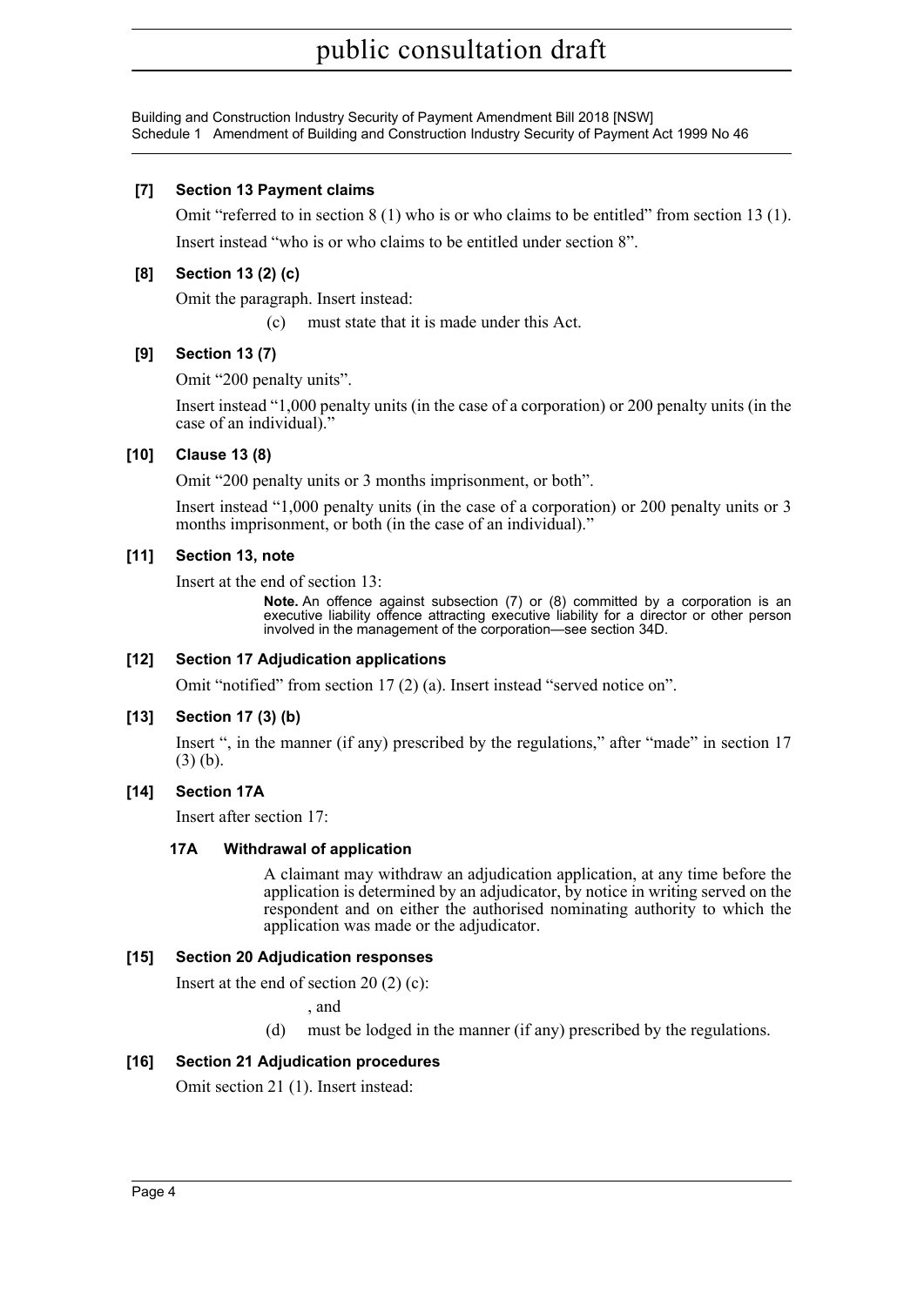**[7] Section 13 Payment claims**

Omit "referred to in section 8 (1) who is or who claims to be entitled" from section 13 (1).

Insert instead "who is or who claims to be entitled under section 8".

**[8] Section 13 (2) (c)**

Omit the paragraph. Insert instead:

(c) must state that it is made under this Act.

**[9] Section 13 (7)**

Omit "200 penalty units".

Insert instead "1,000 penalty units (in the case of a corporation) or 200 penalty units (in the case of an individual)."

**[10] Clause 13 (8)**

Omit "200 penalty units or 3 months imprisonment, or both".

Insert instead "1,000 penalty units (in the case of a corporation) or 200 penalty units or 3 months imprisonment, or both (in the case of an individual)."

**[11] Section 13, note**

Insert at the end of section 13:

**Note.** An offence against subsection (7) or (8) committed by a corporation is an executive liability offence attracting executive liability for a director or other person involved in the management of the corporation—see section 34D.

**[12] Section 17 Adjudication applications**

Omit "notified" from section 17 (2) (a). Insert instead "served notice on".

**[13] Section 17 (3) (b)**

Insert ", in the manner (if any) prescribed by the regulations," after "made" in section 17 (3) (b).

**[14] Section 17A**

Insert after section 17:

**17A Withdrawal of application**

A claimant may withdraw an adjudication application, at any time before the application is determined by an adjudicator, by notice in writing served on the respondent and on either the authorised nominating authority to which the application was made or the adjudicator.

**[15] Section 20 Adjudication responses**

Insert at the end of section 20 (2) (c):

, and

(d) must be lodged in the manner (if any) prescribed by the regulations.

**[16] Section 21 Adjudication procedures**

Omit section 21 (1). Insert instead: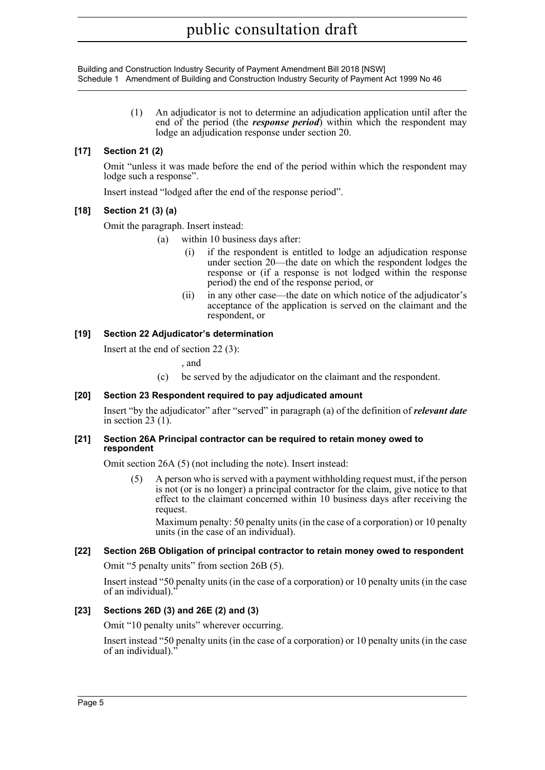(1) An adjudicator is not to determine an adjudication application until after the end of the period (the ***response period***) within which the respondent may lodge an adjudication response under section 20.

### [17] Section 21 (2)

Omit "unless it was made before the end of the period within which the respondent may lodge such a response".

Insert instead "lodged after the end of the response period".

### [18] Section 21 (3) (a)

Omit the paragraph. Insert instead:

(a) within 10 business days after:

(i) if the respondent is entitled to lodge an adjudication response under section 20—the date on which the respondent lodges the response or (if a response is not lodged within the response period) the end of the response period, or

(ii) in any other case—the date on which notice of the adjudicator's acceptance of the application is served on the claimant and the respondent, or

### [19] Section 22 Adjudicator's determination

Insert at the end of section 22 (3):

, and

(c) be served by the adjudicator on the claimant and the respondent.

### [20] Section 23 Respondent required to pay adjudicated amount

Insert "by the adjudicator" after "served" in paragraph (a) of the definition of ***relevant date*** in section 23 (1).

### [21] Section 26A Principal contractor can be required to retain money owed to respondent

Omit section 26A (5) (not including the note). Insert instead:

(5) A person who is served with a payment withholding request must, if the person is not (or is no longer) a principal contractor for the claim, give notice to that effect to the claimant concerned within 10 business days after receiving the request.

Maximum penalty: 50 penalty units (in the case of a corporation) or 10 penalty units (in the case of an individual).

### [22] Section 26B Obligation of principal contractor to retain money owed to respondent

Omit "5 penalty units" from section 26B (5).

Insert instead "50 penalty units (in the case of a corporation) or 10 penalty units (in the case of an individual)."

### [23] Sections 26D (3) and 26E (2) and (3)

Omit "10 penalty units" wherever occurring.

Insert instead "50 penalty units (in the case of a corporation) or 10 penalty units (in the case of an individual)."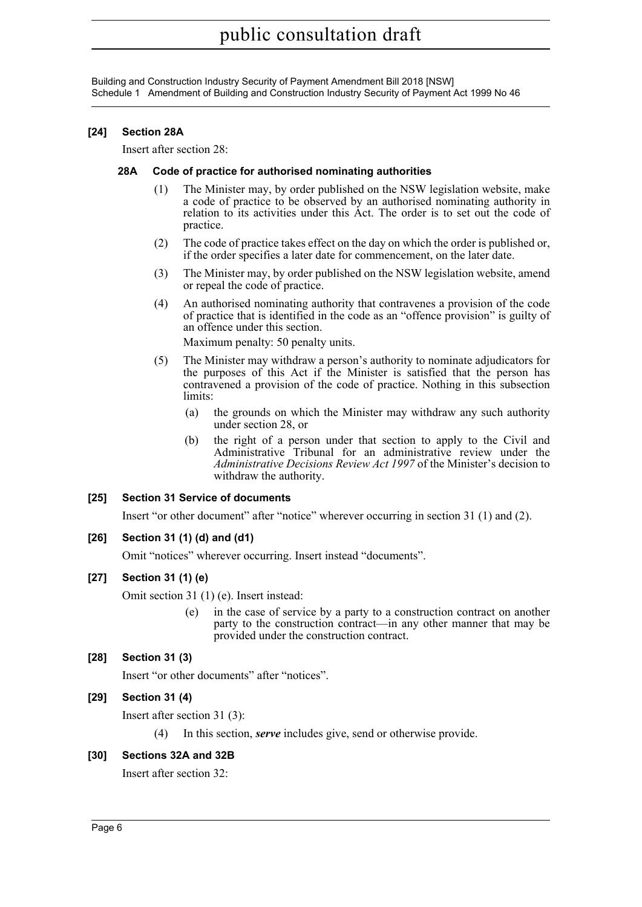### [24] Section 28A

Insert after section 28:

#### 28A Code of practice for authorised nominating authorities

(1) The Minister may, by order published on the NSW legislation website, make a code of practice to be observed by an authorised nominating authority in relation to its activities under this Act. The order is to set out the code of practice.

(2) The code of practice takes effect on the day on which the order is published or, if the order specifies a later date for commencement, on the later date.

(3) The Minister may, by order published on the NSW legislation website, amend or repeal the code of practice.

(4) An authorised nominating authority that contravenes a provision of the code of practice that is identified in the code as an "offence provision" is guilty of an offence under this section.

Maximum penalty: 50 penalty units.

(5) The Minister may withdraw a person's authority to nominate adjudicators for the purposes of this Act if the Minister is satisfied that the person has contravened a provision of the code of practice. Nothing in this subsection limits:

(a) the grounds on which the Minister may withdraw any such authority under section 28, or

(b) the right of a person under that section to apply to the Civil and Administrative Tribunal for an administrative review under the *Administrative Decisions Review Act 1997* of the Minister's decision to withdraw the authority.

### [25] Section 31 Service of documents

Insert "or other document" after "notice" wherever occurring in section 31 (1) and (2).

### [26] Section 31 (1) (d) and (d1)

Omit "notices" wherever occurring. Insert instead "documents".

### [27] Section 31 (1) (e)

Omit section 31 (1) (e). Insert instead:

(e) in the case of service by a party to a construction contract on another party to the construction contract—in any other manner that may be provided under the construction contract.

### [28] Section 31 (3)

Insert "or other documents" after "notices".

### [29] Section 31 (4)

Insert after section 31 (3):

(4) In this section, ***serve*** includes give, send or otherwise provide.

### [30] Sections 32A and 32B

Insert after section 32: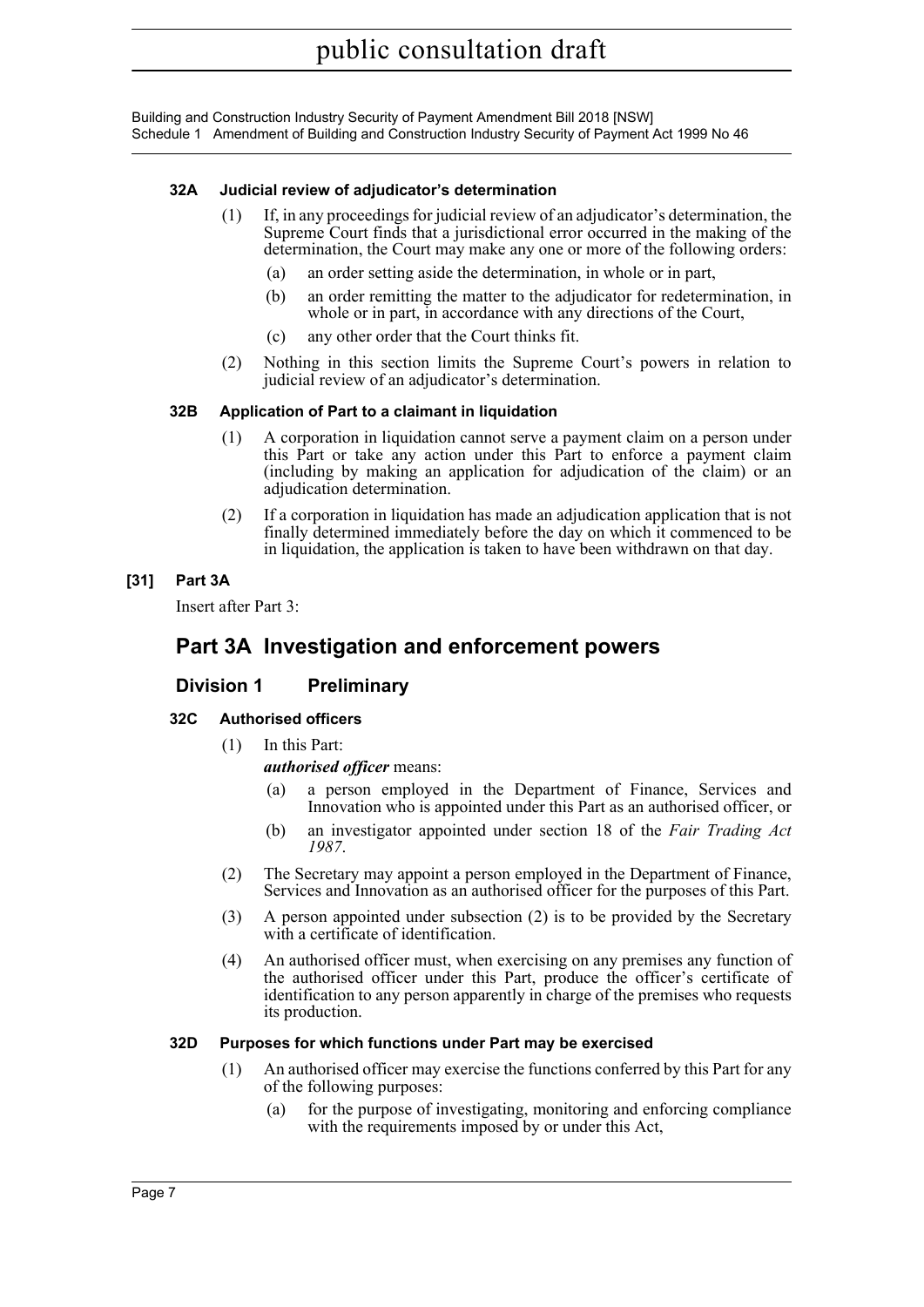#### 32A Judicial review of adjudicator's determination

(1) If, in any proceedings for judicial review of an adjudicator's determination, the Supreme Court finds that a jurisdictional error occurred in the making of the determination, the Court may make any one or more of the following orders:

(a) an order setting aside the determination, in whole or in part,

(b) an order remitting the matter to the adjudicator for redetermination, in whole or in part, in accordance with any directions of the Court,

(c) any other order that the Court thinks fit.

(2) Nothing in this section limits the Supreme Court's powers in relation to judicial review of an adjudicator's determination.

#### 32B Application of Part to a claimant in liquidation

(1) A corporation in liquidation cannot serve a payment claim on a person under this Part or take any action under this Part to enforce a payment claim (including by making an application for adjudication of the claim) or an adjudication determination.

(2) If a corporation in liquidation has made an adjudication application that is not finally determined immediately before the day on which it commenced to be in liquidation, the application is taken to have been withdrawn on that day.

### [31] Part 3A

Insert after Part 3:

## Part 3A Investigation and enforcement powers

### Division 1 Preliminary

#### 32C Authorised officers

(1) In this Part:

***authorised officer*** means:

(a) a person employed in the Department of Finance, Services and Innovation who is appointed under this Part as an authorised officer, or

(b) an investigator appointed under section 18 of the *Fair Trading Act 1987*.

(2) The Secretary may appoint a person employed in the Department of Finance, Services and Innovation as an authorised officer for the purposes of this Part.

(3) A person appointed under subsection (2) is to be provided by the Secretary with a certificate of identification.

(4) An authorised officer must, when exercising on any premises any function of the authorised officer under this Part, produce the officer's certificate of identification to any person apparently in charge of the premises who requests its production.

#### 32D Purposes for which functions under Part may be exercised

(1) An authorised officer may exercise the functions conferred by this Part for any of the following purposes:

(a) for the purpose of investigating, monitoring and enforcing compliance with the requirements imposed by or under this Act,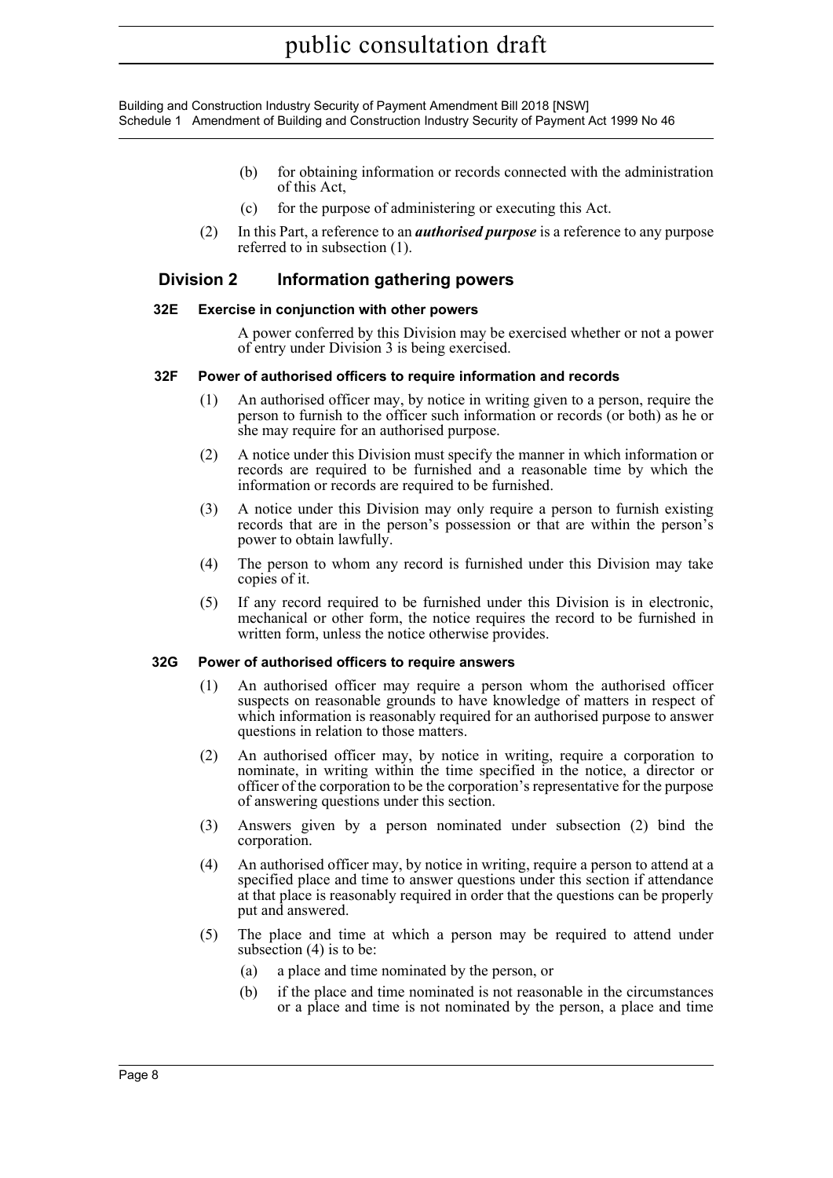(b) for obtaining information or records connected with the administration of this Act,

(c) for the purpose of administering or executing this Act.

(2) In this Part, a reference to an ***authorised purpose*** is a reference to any purpose referred to in subsection (1).

## Division 2 Information gathering powers

### 32E Exercise in conjunction with other powers

A power conferred by this Division may be exercised whether or not a power of entry under Division 3 is being exercised.

### 32F Power of authorised officers to require information and records

(1) An authorised officer may, by notice in writing given to a person, require the person to furnish to the officer such information or records (or both) as he or she may require for an authorised purpose.

(2) A notice under this Division must specify the manner in which information or records are required to be furnished and a reasonable time by which the information or records are required to be furnished.

(3) A notice under this Division may only require a person to furnish existing records that are in the person's possession or that are within the person's power to obtain lawfully.

(4) The person to whom any record is furnished under this Division may take copies of it.

(5) If any record required to be furnished under this Division is in electronic, mechanical or other form, the notice requires the record to be furnished in written form, unless the notice otherwise provides.

### 32G Power of authorised officers to require answers

(1) An authorised officer may require a person whom the authorised officer suspects on reasonable grounds to have knowledge of matters in respect of which information is reasonably required for an authorised purpose to answer questions in relation to those matters.

(2) An authorised officer may, by notice in writing, require a corporation to nominate, in writing within the time specified in the notice, a director or officer of the corporation to be the corporation's representative for the purpose of answering questions under this section.

(3) Answers given by a person nominated under subsection (2) bind the corporation.

(4) An authorised officer may, by notice in writing, require a person to attend at a specified place and time to answer questions under this section if attendance at that place is reasonably required in order that the questions can be properly put and answered.

(5) The place and time at which a person may be required to attend under subsection (4) is to be:

(a) a place and time nominated by the person, or

(b) if the place and time nominated is not reasonable in the circumstances or a place and time is not nominated by the person, a place and time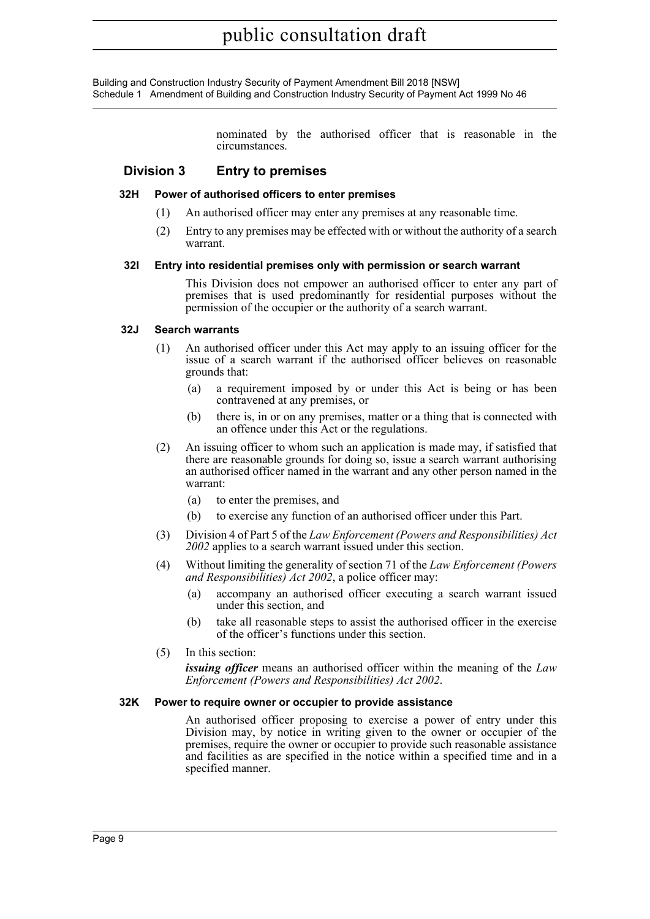nominated by the authorised officer that is reasonable in the circumstances.

## Division 3 Entry to premises

### 32H Power of authorised officers to enter premises

(1) An authorised officer may enter any premises at any reasonable time.

(2) Entry to any premises may be effected with or without the authority of a search warrant.

### 32I Entry into residential premises only with permission or search warrant

This Division does not empower an authorised officer to enter any part of premises that is used predominantly for residential purposes without the permission of the occupier or the authority of a search warrant.

### 32J Search warrants

(1) An authorised officer under this Act may apply to an issuing officer for the issue of a search warrant if the authorised officer believes on reasonable grounds that:

- (a) a requirement imposed by or under this Act is being or has been contravened at any premises, or
- (b) there is, in or on any premises, matter or a thing that is connected with an offence under this Act or the regulations.

(2) An issuing officer to whom such an application is made may, if satisfied that there are reasonable grounds for doing so, issue a search warrant authorising an authorised officer named in the warrant and any other person named in the warrant:

- (a) to enter the premises, and
- (b) to exercise any function of an authorised officer under this Part.

(3) Division 4 of Part 5 of the *Law Enforcement (Powers and Responsibilities) Act 2002* applies to a search warrant issued under this section.

(4) Without limiting the generality of section 71 of the *Law Enforcement (Powers and Responsibilities) Act 2002*, a police officer may:

- (a) accompany an authorised officer executing a search warrant issued under this section, and
- (b) take all reasonable steps to assist the authorised officer in the exercise of the officer's functions under this section.

(5) In this section:

***issuing officer*** means an authorised officer within the meaning of the *Law Enforcement (Powers and Responsibilities) Act 2002*.

### 32K Power to require owner or occupier to provide assistance

An authorised officer proposing to exercise a power of entry under this Division may, by notice in writing given to the owner or occupier of the premises, require the owner or occupier to provide such reasonable assistance and facilities as are specified in the notice within a specified time and in a specified manner.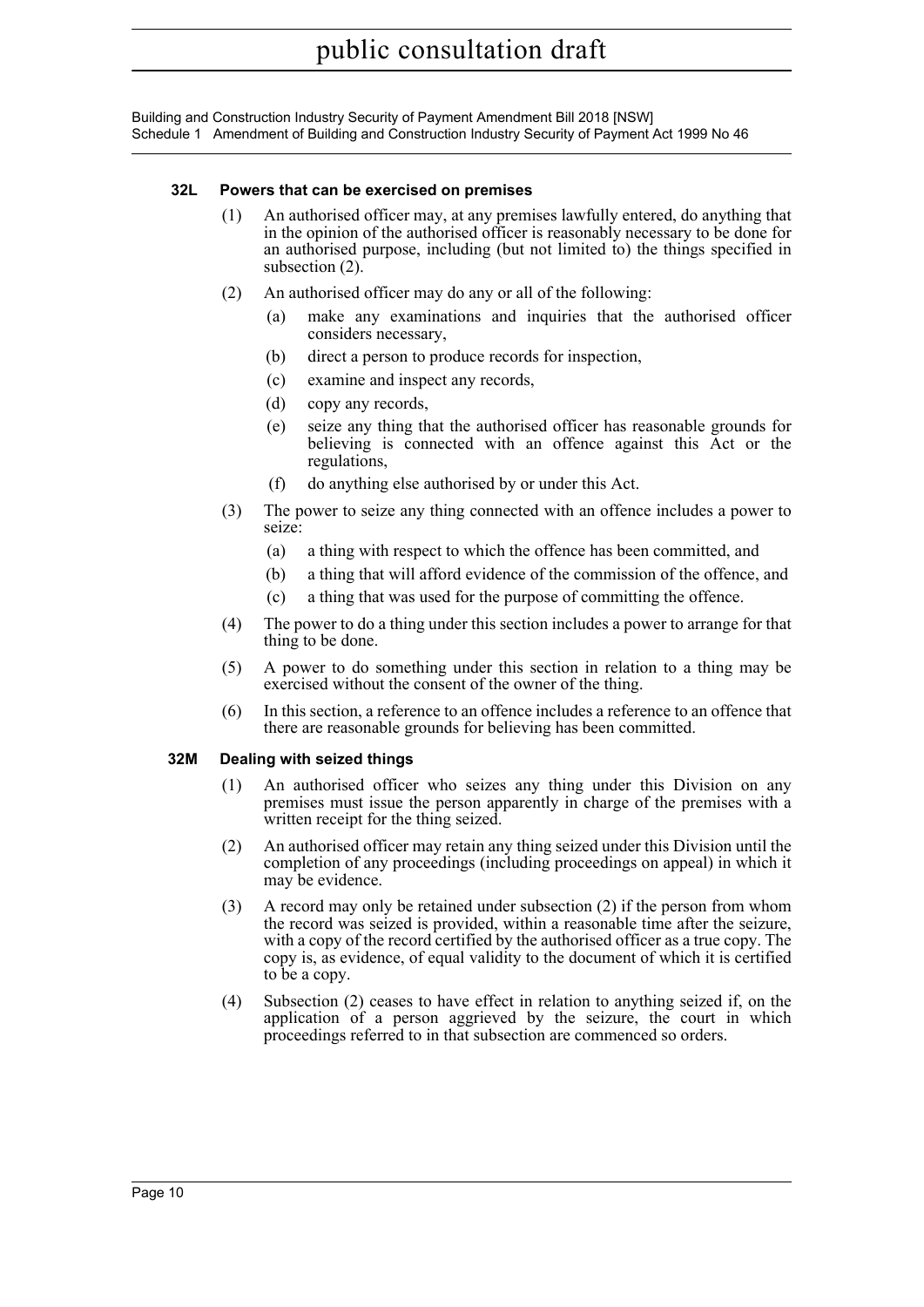### 32L Powers that can be exercised on premises

(1) An authorised officer may, at any premises lawfully entered, do anything that in the opinion of the authorised officer is reasonably necessary to be done for an authorised purpose, including (but not limited to) the things specified in subsection (2).

(2) An authorised officer may do any or all of the following:

- (a) make any examinations and inquiries that the authorised officer considers necessary,
- (b) direct a person to produce records for inspection,
- (c) examine and inspect any records,
- (d) copy any records,
- (e) seize any thing that the authorised officer has reasonable grounds for believing is connected with an offence against this Act or the regulations,
- (f) do anything else authorised by or under this Act.

(3) The power to seize any thing connected with an offence includes a power to seize:

- (a) a thing with respect to which the offence has been committed, and
- (b) a thing that will afford evidence of the commission of the offence, and
- (c) a thing that was used for the purpose of committing the offence.

(4) The power to do a thing under this section includes a power to arrange for that thing to be done.

(5) A power to do something under this section in relation to a thing may be exercised without the consent of the owner of the thing.

(6) In this section, a reference to an offence includes a reference to an offence that there are reasonable grounds for believing has been committed.

### 32M Dealing with seized things

(1) An authorised officer who seizes any thing under this Division on any premises must issue the person apparently in charge of the premises with a written receipt for the thing seized.

(2) An authorised officer may retain any thing seized under this Division until the completion of any proceedings (including proceedings on appeal) in which it may be evidence.

(3) A record may only be retained under subsection (2) if the person from whom the record was seized is provided, within a reasonable time after the seizure, with a copy of the record certified by the authorised officer as a true copy. The copy is, as evidence, of equal validity to the document of which it is certified to be a copy.

(4) Subsection (2) ceases to have effect in relation to anything seized if, on the application of a person aggrieved by the seizure, the court in which proceedings referred to in that subsection are commenced so orders.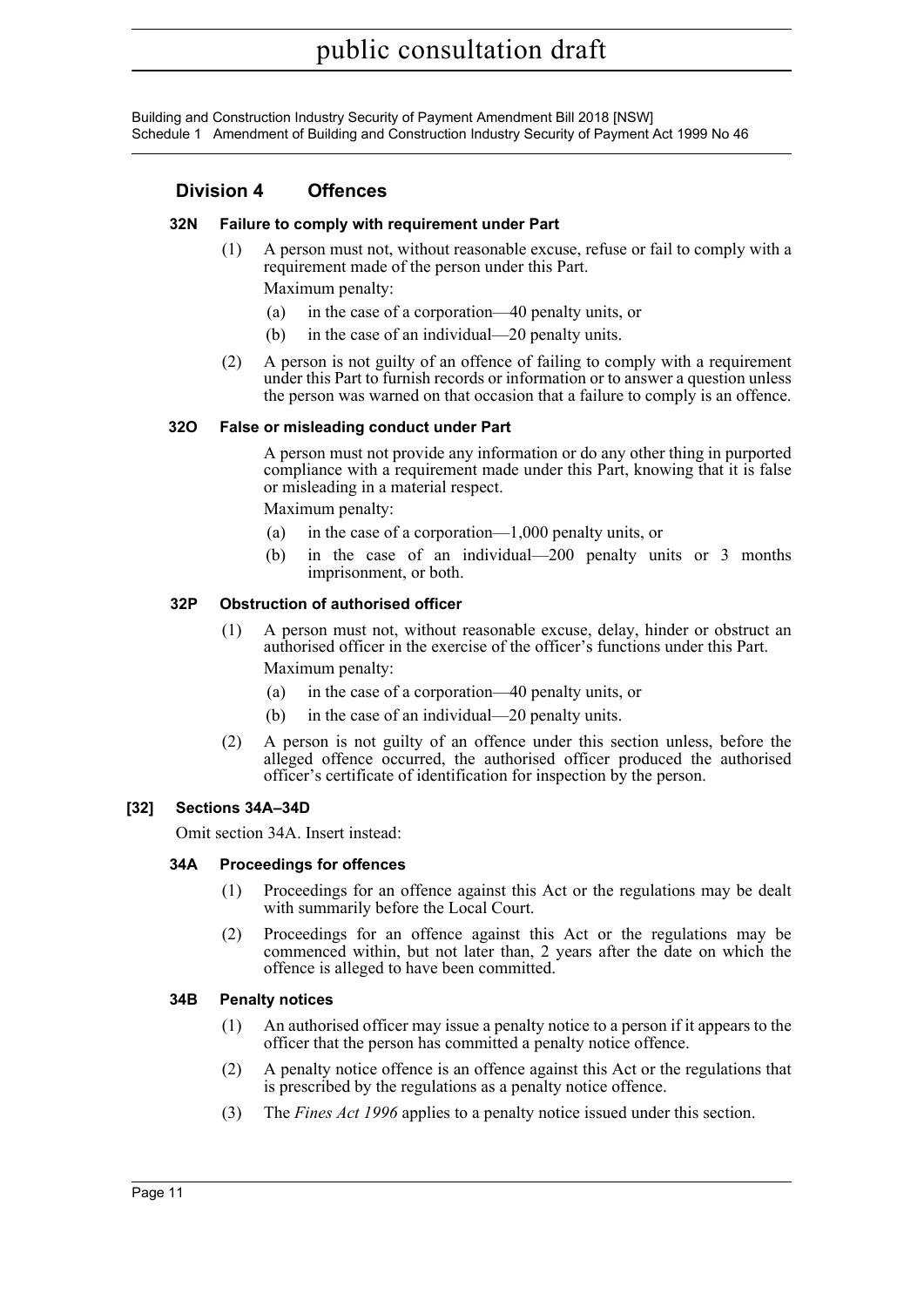## Division 4 Offences

### 32N Failure to comply with requirement under Part

(1) A person must not, without reasonable excuse, refuse or fail to comply with a requirement made of the person under this Part.

Maximum penalty:

(a) in the case of a corporation—40 penalty units, or

(b) in the case of an individual—20 penalty units.

(2) A person is not guilty of an offence of failing to comply with a requirement under this Part to furnish records or information or to answer a question unless the person was warned on that occasion that a failure to comply is an offence.

### 32O False or misleading conduct under Part

A person must not provide any information or do any other thing in purported compliance with a requirement made under this Part, knowing that it is false or misleading in a material respect.

Maximum penalty:

(a) in the case of a corporation—1,000 penalty units, or

(b) in the case of an individual—200 penalty units or 3 months imprisonment, or both.

### 32P Obstruction of authorised officer

(1) A person must not, without reasonable excuse, delay, hinder or obstruct an authorised officer in the exercise of the officer's functions under this Part.

Maximum penalty:

(a) in the case of a corporation—40 penalty units, or

(b) in the case of an individual—20 penalty units.

(2) A person is not guilty of an offence under this section unless, before the alleged offence occurred, the authorised officer produced the authorised officer's certificate of identification for inspection by the person.

## [32] Sections 34A–34D

Omit section 34A. Insert instead:

### 34A Proceedings for offences

(1) Proceedings for an offence against this Act or the regulations may be dealt with summarily before the Local Court.

(2) Proceedings for an offence against this Act or the regulations may be commenced within, but not later than, 2 years after the date on which the offence is alleged to have been committed.

### 34B Penalty notices

(1) An authorised officer may issue a penalty notice to a person if it appears to the officer that the person has committed a penalty notice offence.

(2) A penalty notice offence is an offence against this Act or the regulations that is prescribed by the regulations as a penalty notice offence.

(3) The *Fines Act 1996* applies to a penalty notice issued under this section.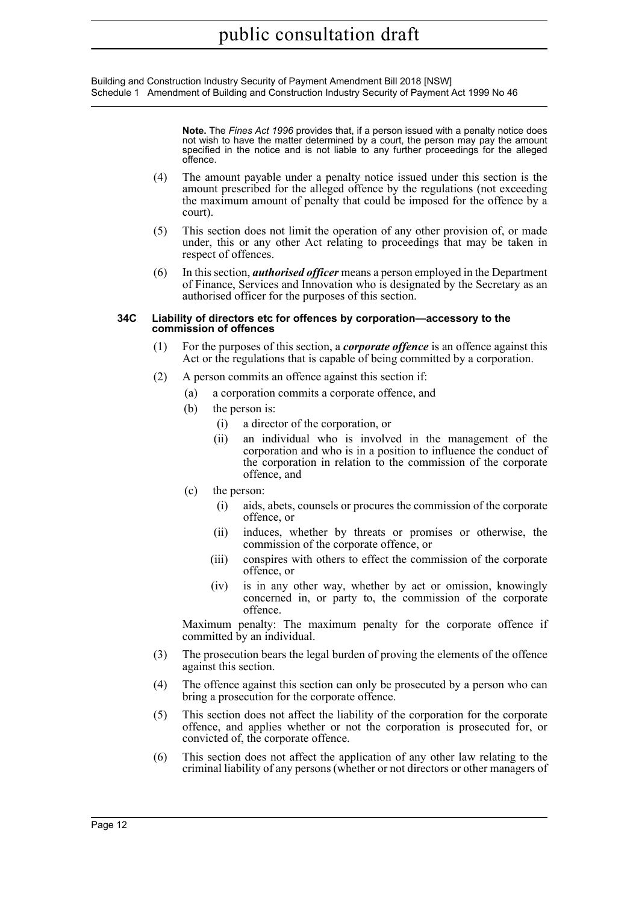**Note.** The *Fines Act 1996* provides that, if a person issued with a penalty notice does not wish to have the matter determined by a court, the person may pay the amount specified in the notice and is not liable to any further proceedings for the alleged offence.

(4) The amount payable under a penalty notice issued under this section is the amount prescribed for the alleged offence by the regulations (not exceeding the maximum amount of penalty that could be imposed for the offence by a court).

(5) This section does not limit the operation of any other provision of, or made under, this or any other Act relating to proceedings that may be taken in respect of offences.

(6) In this section, ***authorised officer*** means a person employed in the Department of Finance, Services and Innovation who is designated by the Secretary as an authorised officer for the purposes of this section.

#### 34C Liability of directors etc for offences by corporation—accessory to the commission of offences

(1) For the purposes of this section, a ***corporate offence*** is an offence against this Act or the regulations that is capable of being committed by a corporation.

(2) A person commits an offence against this section if:

- (a) a corporation commits a corporate offence, and
- (b) the person is:
  - (i) a director of the corporation, or
  - (ii) an individual who is involved in the management of the corporation and who is in a position to influence the conduct of the corporation in relation to the commission of the corporate offence, and
- (c) the person:
  - (i) aids, abets, counsels or procures the commission of the corporate offence, or
  - (ii) induces, whether by threats or promises or otherwise, the commission of the corporate offence, or
  - (iii) conspires with others to effect the commission of the corporate offence, or
  - (iv) is in any other way, whether by act or omission, knowingly concerned in, or party to, the commission of the corporate offence.

Maximum penalty: The maximum penalty for the corporate offence if committed by an individual.

(3) The prosecution bears the legal burden of proving the elements of the offence against this section.

(4) The offence against this section can only be prosecuted by a person who can bring a prosecution for the corporate offence.

(5) This section does not affect the liability of the corporation for the corporate offence, and applies whether or not the corporation is prosecuted for, or convicted of, the corporate offence.

(6) This section does not affect the application of any other law relating to the criminal liability of any persons (whether or not directors or other managers of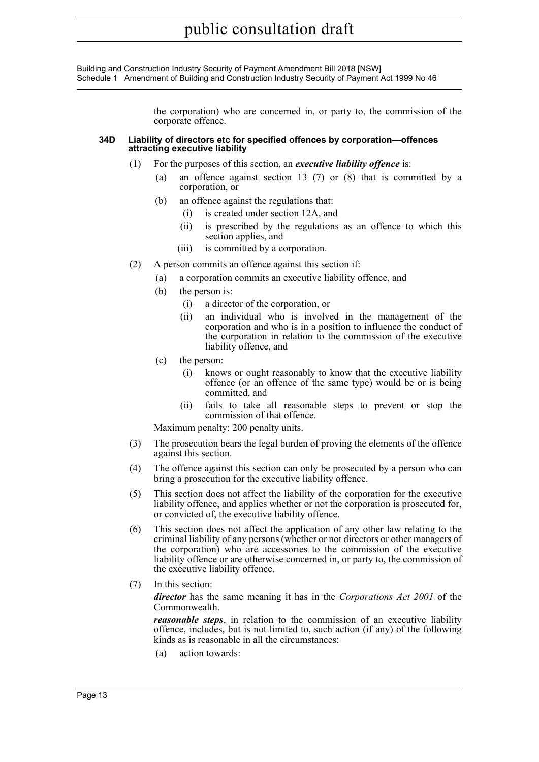the corporation) who are concerned in, or party to, the commission of the corporate offence.

**34D Liability of directors etc for specified offences by corporation—offences attracting executive liability**

(1) For the purposes of this section, an ***executive liability offence*** is:

(a) an offence against section 13 (7) or (8) that is committed by a corporation, or

(b) an offence against the regulations that:

(i) is created under section 12A, and

(ii) is prescribed by the regulations as an offence to which this section applies, and

(iii) is committed by a corporation.

(2) A person commits an offence against this section if:

(a) a corporation commits an executive liability offence, and

(b) the person is:

(i) a director of the corporation, or

(ii) an individual who is involved in the management of the corporation and who is in a position to influence the conduct of the corporation in relation to the commission of the executive liability offence, and

(c) the person:

(i) knows or ought reasonably to know that the executive liability offence (or an offence of the same type) would be or is being committed, and

(ii) fails to take all reasonable steps to prevent or stop the commission of that offence.

Maximum penalty: 200 penalty units.

(3) The prosecution bears the legal burden of proving the elements of the offence against this section.

(4) The offence against this section can only be prosecuted by a person who can bring a prosecution for the executive liability offence.

(5) This section does not affect the liability of the corporation for the executive liability offence, and applies whether or not the corporation is prosecuted for, or convicted of, the executive liability offence.

(6) This section does not affect the application of any other law relating to the criminal liability of any persons (whether or not directors or other managers of the corporation) who are accessories to the commission of the executive liability offence or are otherwise concerned in, or party to, the commission of the executive liability offence.

(7) In this section:

***director*** has the same meaning it has in the *Corporations Act 2001* of the Commonwealth.

***reasonable steps***, in relation to the commission of an executive liability offence, includes, but is not limited to, such action (if any) of the following kinds as is reasonable in all the circumstances:

(a) action towards: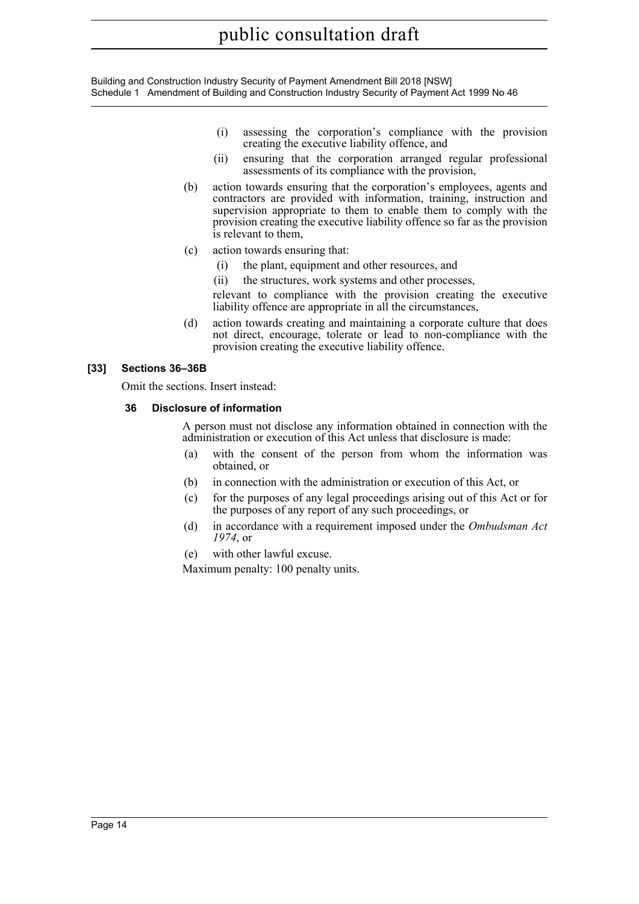(i) assessing the corporation's compliance with the provision creating the executive liability offence, and

(ii) ensuring that the corporation arranged regular professional assessments of its compliance with the provision,

(b) action towards ensuring that the corporation's employees, agents and contractors are provided with information, training, instruction and supervision appropriate to them to enable them to comply with the provision creating the executive liability offence so far as the provision is relevant to them,

(c) action towards ensuring that:

(i) the plant, equipment and other resources, and

(ii) the structures, work systems and other processes,

relevant to compliance with the provision creating the executive liability offence are appropriate in all the circumstances,

(d) action towards creating and maintaining a corporate culture that does not direct, encourage, tolerate or lead to non-compliance with the provision creating the executive liability offence.

### [33] Sections 36–36B

Omit the sections. Insert instead:

#### 36 Disclosure of information

A person must not disclose any information obtained in connection with the administration or execution of this Act unless that disclosure is made:

(a) with the consent of the person from whom the information was obtained, or

(b) in connection with the administration or execution of this Act, or

(c) for the purposes of any legal proceedings arising out of this Act or for the purposes of any report of any such proceedings, or

(d) in accordance with a requirement imposed under the *Ombudsman Act 1974*, or

(e) with other lawful excuse.

Maximum penalty: 100 penalty units.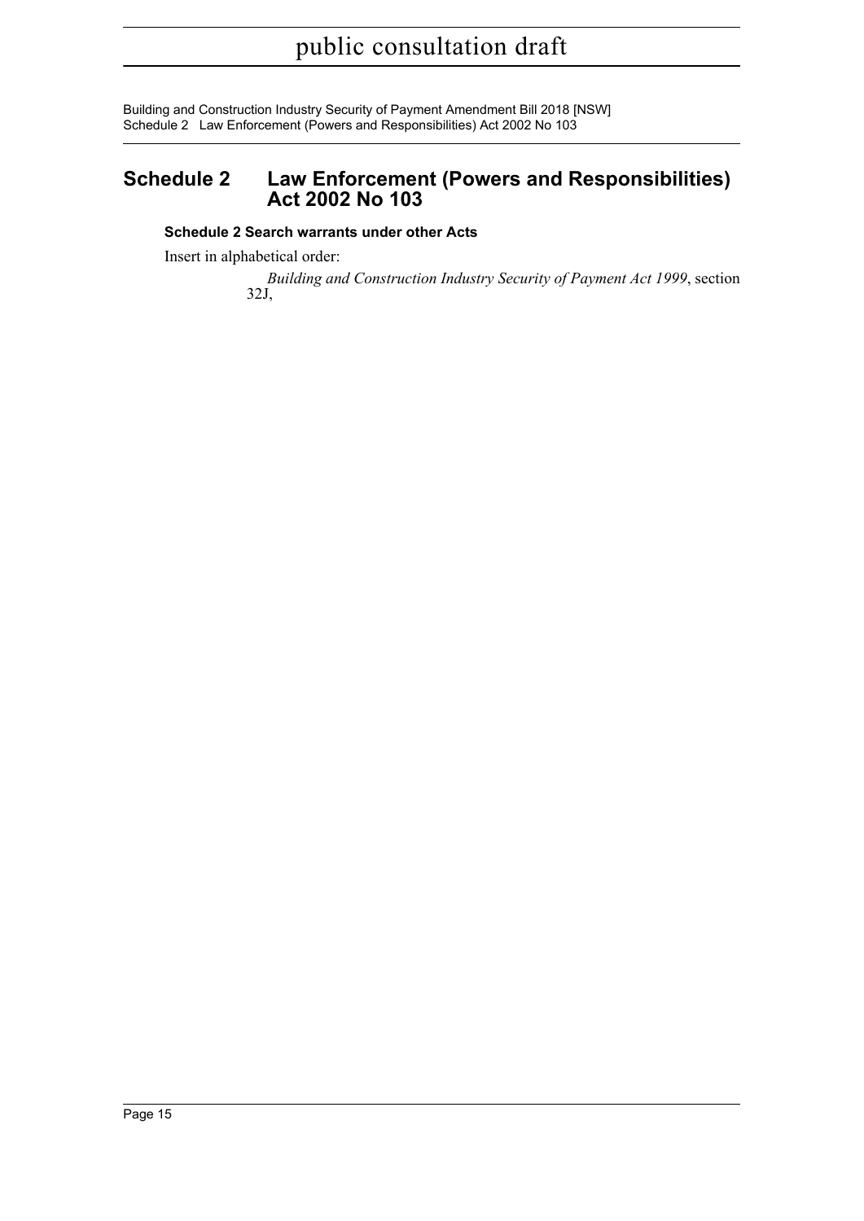## Schedule 2 Law Enforcement (Powers and Responsibilities) Act 2002 No 103

**Schedule 2 Search warrants under other Acts**

Insert in alphabetical order:

*Building and Construction Industry Security of Payment Act 1999*, section 32J,